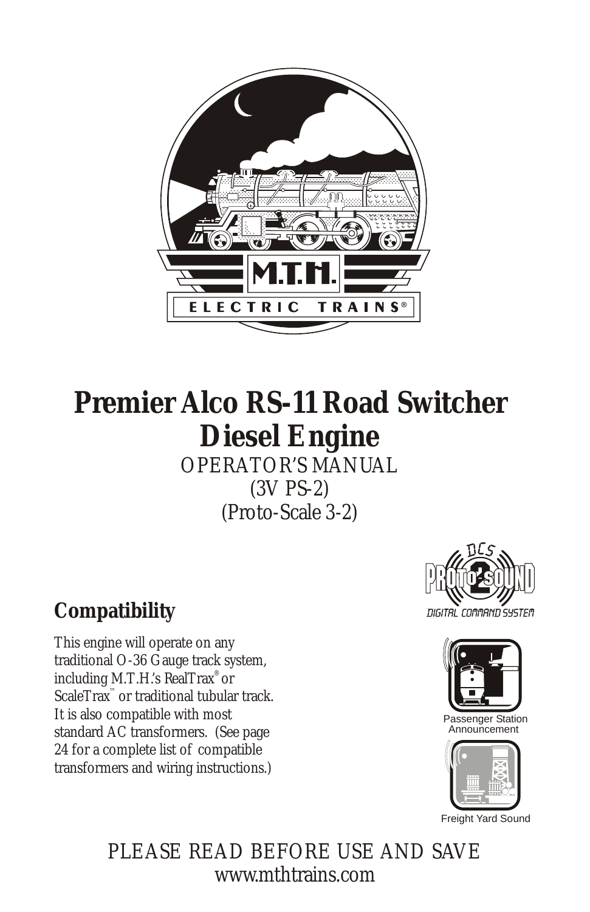# Premier Alco RS-11 Road Switcher Diesel Engine

OPERATOR'S MANUAL

(3V PS-2)

(Proto-Scale 3-2)

## Compatibility

This engine will operate on any traditional O-36 Gauge track system, including M.T.H.'s RealTrax® or ScaleTrax™ or traditional tubular track. It is also compatible with most standard AC transformers. (See page 24 for a complete list of compatible transformers and wiring instructions.)

Passenger Station Announcement

Freight Yard Sound

PLEASE READ BEFORE USE AND SAVE

www.mthtrains.com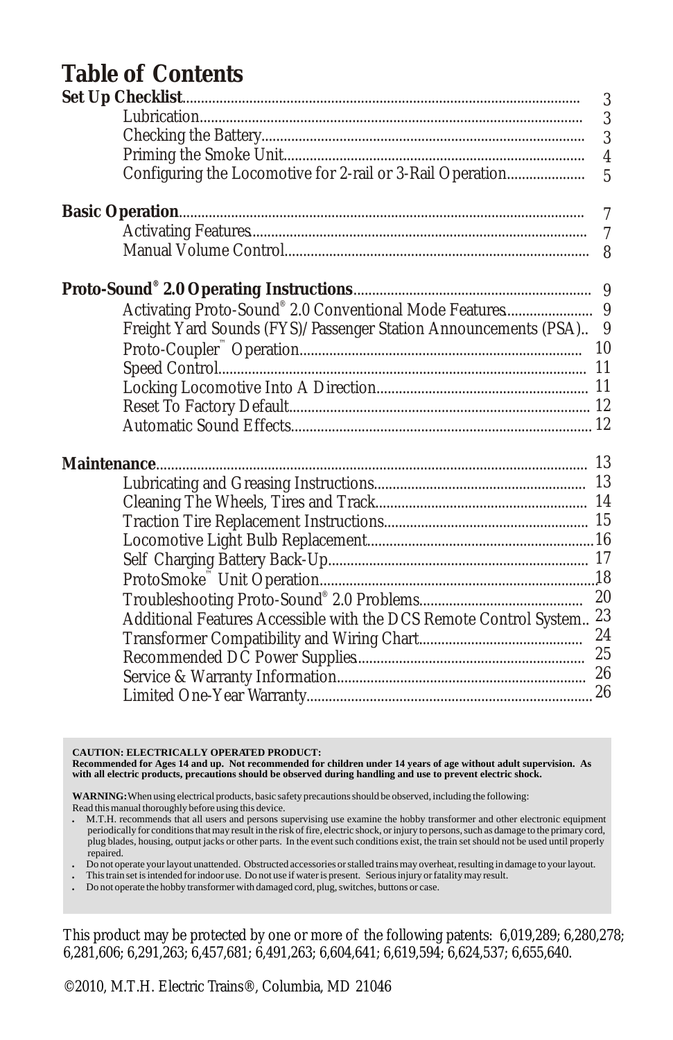# Table of Contents

| | |
|---|---|
| **Set Up Checklist** | 3 |
| Lubrication | 3 |
| Checking the Battery | 3 |
| Priming the Smoke Unit | 4 |
| Configuring the Locomotive for 2-rail or 3-Rail Operation | 5 |
| **Basic Operation** | 7 |
| Activating Features | 7 |
| Manual Volume Control | 8 |
| **Proto-Sound® 2.0 Operating Instructions** | 9 |
| Activating Proto-Sound® 2.0 Conventional Mode Features | 9 |
| Freight Yard Sounds (FYS)/Passenger Station Announcements (PSA) | 9 |
| Proto-Coupler™ Operation | 10 |
| Speed Control | 11 |
| Locking Locomotive Into A Direction | 11 |
| Reset To Factory Default | 12 |
| Automatic Sound Effects | 12 |
| **Maintenance** | 13 |
| Lubricating and Greasing Instructions | 13 |
| Cleaning The Wheels, Tires and Track | 14 |
| Traction Tire Replacement Instructions | 15 |
| Locomotive Light Bulb Replacement | 16 |
| Self Charging Battery Back-Up | 17 |
| ProtoSmoke™ Unit Operation | 18 |
| Troubleshooting Proto-Sound® 2.0 Problems | 20 |
| Additional Features Accessible with the DCS Remote Control System | 23 |
| Transformer Compatibility and Wiring Chart | 24 |
| Recommended DC Power Supplies | 25 |
| Service & Warranty Information | 26 |
| Limited One-Year Warranty | 26 |

**CAUTION: ELECTRICALLY OPERATED PRODUCT:**
**Recommended for Ages 14 and up. Not recommended for children under 14 years of age without adult supervision. As with all electric products, precautions should be observed during handling and use to prevent electric shock.**

**WARNING:** When using electrical products, basic safety precautions should be observed, including the following:
Read this manual thoroughly before using this device.

- M.T.H. recommends that all users and persons supervising use examine the hobby transformer and other electronic equipment periodically for conditions that may result in the risk of fire, electric shock, or injury to persons, such as damage to the primary cord, plug blades, housing, output jacks or other parts. In the event such conditions exist, the train set should not be used until properly repaired.
- Do not operate your layout unattended. Obstructed accessories or stalled trains may overheat, resulting in damage to your layout.
- This train set is intended for indoor use. Do not use if water is present. Serious injury or fatality may result.
- Do not operate the hobby transformer with damaged cord, plug, switches, buttons or case.

This product may be protected by one or more of the following patents: 6,019,289; 6,280,278; 6,281,606; 6,291,263; 6,457,681; 6,491,263; 6,604,641; 6,619,594; 6,624,537; 6,655,640.

©2010, M.T.H. Electric Trains®, Columbia, MD 21046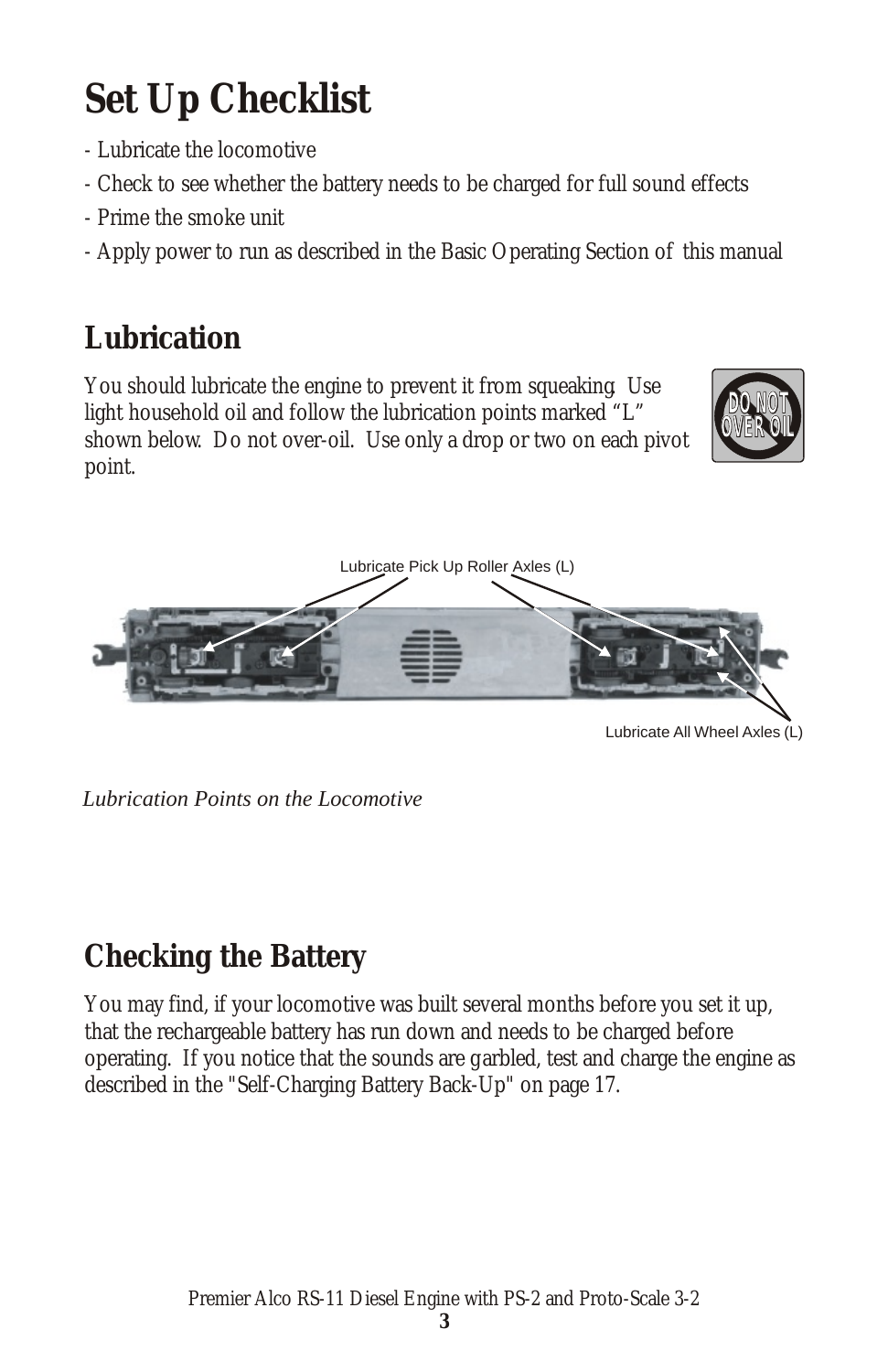# Set Up Checklist

- Lubricate the locomotive
- Check to see whether the battery needs to be charged for full sound effects
- Prime the smoke unit
- Apply power to run as described in the Basic Operating Section of this manual

## Lubrication

You should lubricate the engine to prevent it from squeaking. Use light household oil and follow the lubrication points marked "L" shown below. Do not over-oil. Use only a drop or two on each pivot point.

DO NOT OVER OIL

Lubricate Pick Up Roller Axles (L)

Lubricate All Wheel Axles (L)

*Lubrication Points on the Locomotive*

## Checking the Battery

You may find, if your locomotive was built several months before you set it up, that the rechargeable battery has run down and needs to be charged before operating. If you notice that the sounds are garbled, test and charge the engine as described in the "Self-Charging Battery Back-Up" on page 17.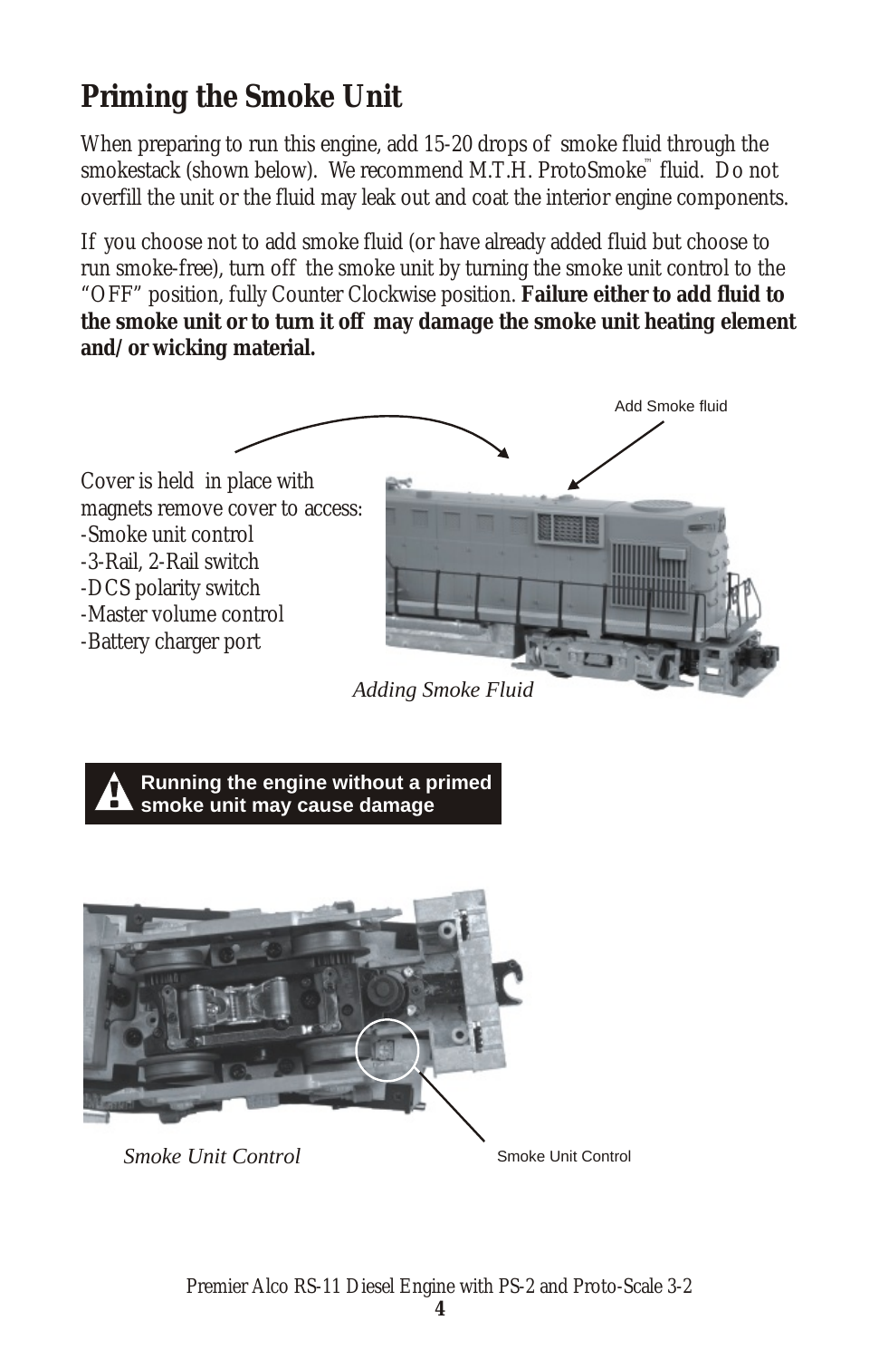## Priming the Smoke Unit

When preparing to run this engine, add 15-20 drops of smoke fluid through the smokestack (shown below). We recommend M.T.H. ProtoSmoke™ fluid. Do not overfill the unit or the fluid may leak out and coat the interior engine components.

If you choose not to add smoke fluid (or have already added fluid but choose to run smoke-free), turn off the smoke unit by turning the smoke unit control to the "OFF" position, fully Counter Clockwise position. **Failure either to add fluid to the smoke unit or to turn it off may damage the smoke unit heating element and/or wicking material.**

Add Smoke fluid

Cover is held in place with magnets remove cover to access:
- Smoke unit control
- 3-Rail, 2-Rail switch
- DCS polarity switch
- Master volume control
- Battery charger port

*Adding Smoke Fluid*

**Running the engine without a primed smoke unit may cause damage**

Smoke Unit Control

*Smoke Unit Control*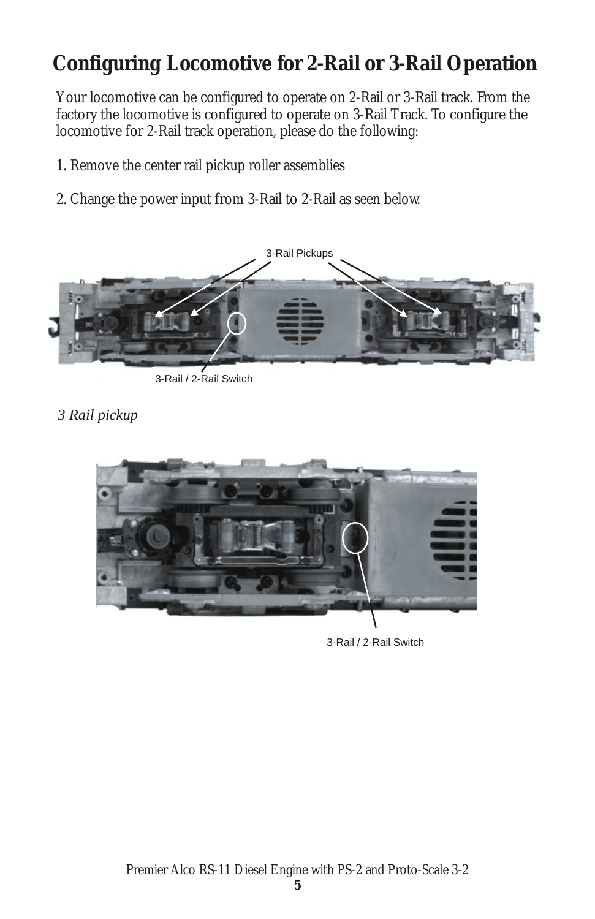# Configuring Locomotive for 2-Rail or 3-Rail Operation

Your locomotive can be configured to operate on 2-Rail or 3-Rail track. From the factory the locomotive is configured to operate on 3-Rail Track. To configure the locomotive for 2-Rail track operation, please do the following:

1. Remove the center rail pickup roller assemblies

2. Change the power input from 3-Rail to 2-Rail as seen below.

3-Rail Pickups

3-Rail / 2-Rail Switch

*3 Rail pickup*

3-Rail / 2-Rail Switch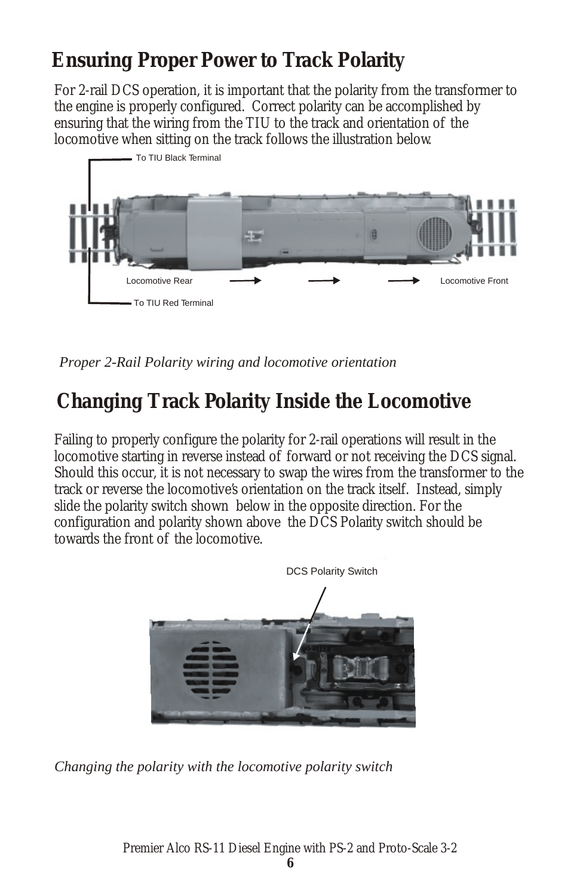# Ensuring Proper Power to Track Polarity

For 2-rail DCS operation, it is important that the polarity from the transformer to the engine is properly configured. Correct polarity can be accomplished by ensuring that the wiring from the TIU to the track and orientation of the locomotive when sitting on the track follows the illustration below.

To TIU Black Terminal

Locomotive Rear → → → Locomotive Front

To TIU Red Terminal

*Proper 2-Rail Polarity wiring and locomotive orientation*

# Changing Track Polarity Inside the Locomotive

Failing to properly configure the polarity for 2-rail operations will result in the locomotive starting in reverse instead of forward or not receiving the DCS signal. Should this occur, it is not necessary to swap the wires from the transformer to the track or reverse the locomotive's orientation on the track itself. Instead, simply slide the polarity switch shown below in the opposite direction. For the configuration and polarity shown above the DCS Polarity switch should be towards the front of the locomotive.

DCS Polarity Switch

*Changing the polarity with the locomotive polarity switch*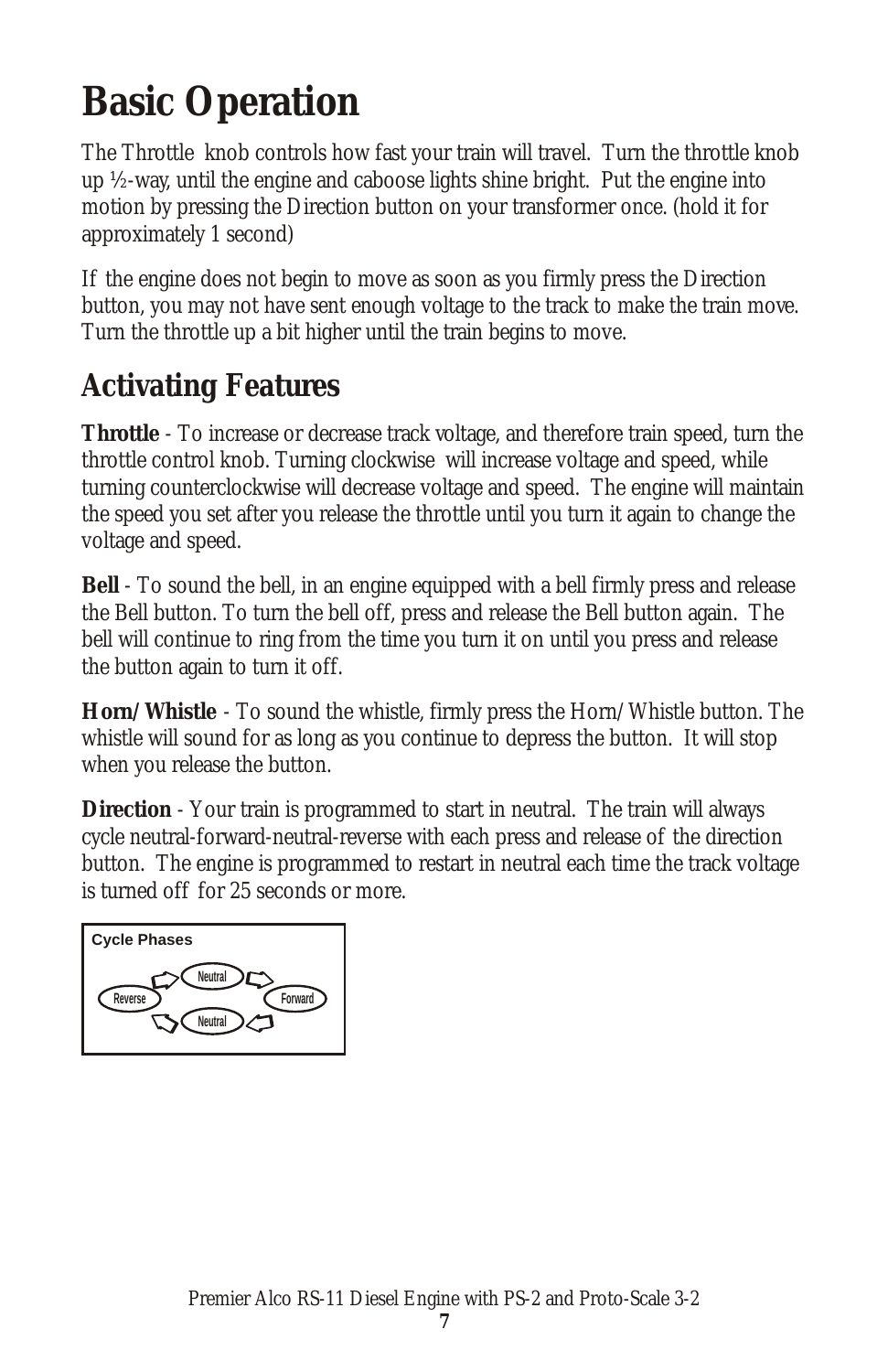# Basic Operation

The Throttle knob controls how fast your train will travel. Turn the throttle knob up ½-way, until the engine and caboose lights shine bright. Put the engine into motion by pressing the Direction button on your transformer once. (hold it for approximately 1 second)

If the engine does not begin to move as soon as you firmly press the Direction button, you may not have sent enough voltage to the track to make the train move. Turn the throttle up a bit higher until the train begins to move.

## Activating Features

**Throttle** - To increase or decrease track voltage, and therefore train speed, turn the throttle control knob. Turning clockwise will increase voltage and speed, while turning counterclockwise will decrease voltage and speed. The engine will maintain the speed you set after you release the throttle until you turn it again to change the voltage and speed.

**Bell** - To sound the bell, in an engine equipped with a bell firmly press and release the Bell button. To turn the bell off, press and release the Bell button again. The bell will continue to ring from the time you turn it on until you press and release the button again to turn it off.

**Horn/Whistle** - To sound the whistle, firmly press the Horn/Whistle button. The whistle will sound for as long as you continue to depress the button. It will stop when you release the button.

**Direction** - Your train is programmed to start in neutral. The train will always cycle neutral-forward-neutral-reverse with each press and release of the direction button. The engine is programmed to restart in neutral each time the track voltage is turned off for 25 seconds or more.

**Cycle Phases**

Neutral
Forward
Neutral
Reverse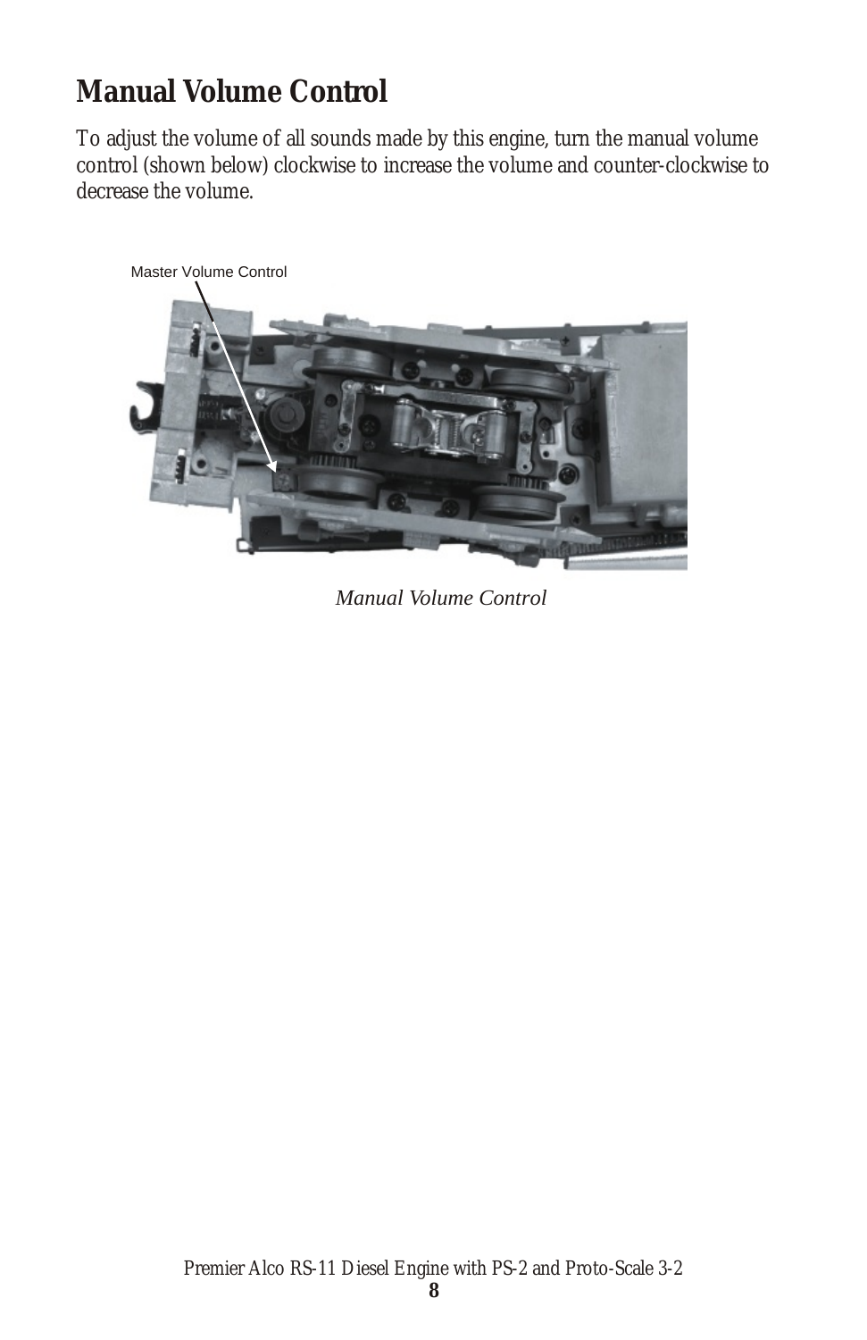## Manual Volume Control

To adjust the volume of all sounds made by this engine, turn the manual volume control (shown below) clockwise to increase the volume and counter-clockwise to decrease the volume.

Master Volume Control

*Manual Volume Control*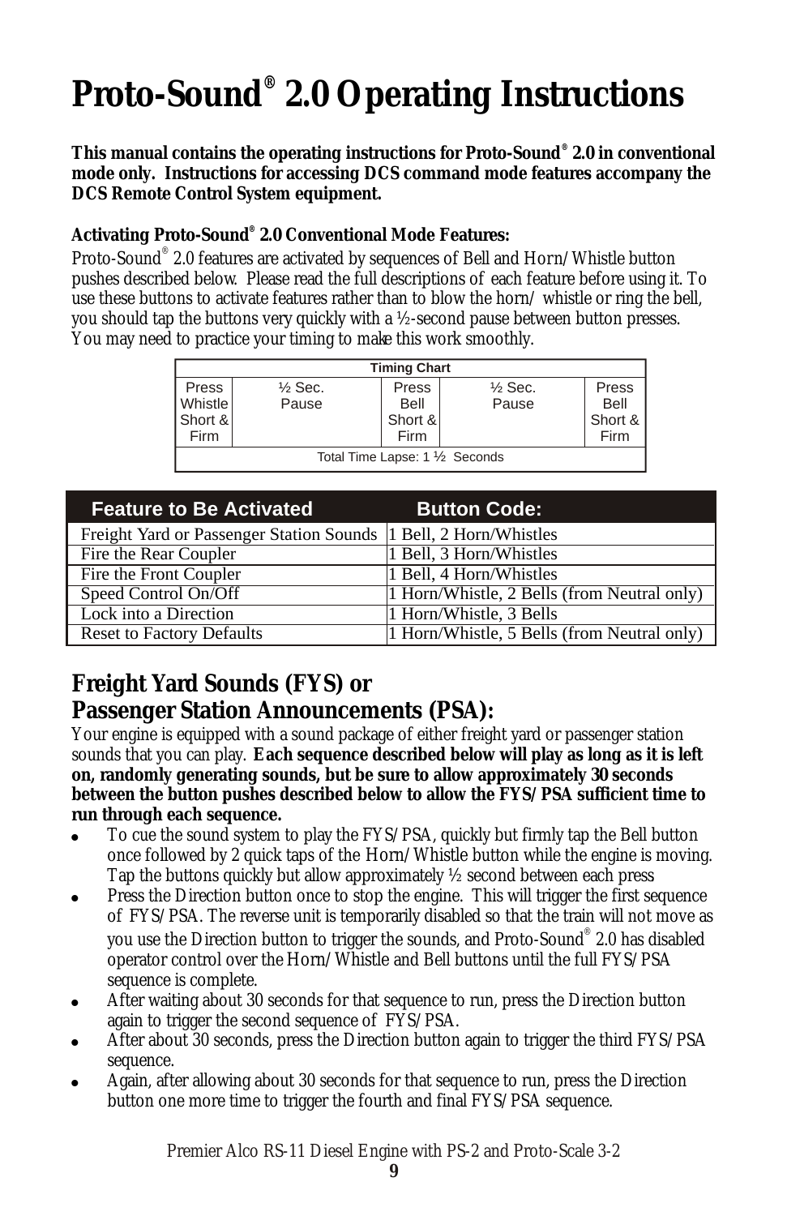# Proto-Sound® 2.0 Operating Instructions

**This manual contains the operating instructions for Proto-Sound® 2.0 in conventional mode only. Instructions for accessing DCS command mode features accompany the DCS Remote Control System equipment.**

**Activating Proto-Sound® 2.0 Conventional Mode Features:**

Proto-Sound® 2.0 features are activated by sequences of Bell and Horn/Whistle button pushes described below. Please read the full descriptions of each feature before using it. To use these buttons to activate features rather than to blow the horn/ whistle or ring the bell, you should tap the buttons very quickly with a ½-second pause between button presses. You may need to practice your timing to make this work smoothly.

| Timing Chart | | | | |
|---|---|---|---|---|
| Press Whistle Short & Firm | ½ Sec. Pause | Press Bell Short & Firm | ½ Sec. Pause | Press Bell Short & Firm |
| Total Time Lapse: 1 ½ Seconds | | | | |

| Feature to Be Activated | Button Code: |
|---|---|
| Freight Yard or Passenger Station Sounds | 1 Bell, 2 Horn/Whistles |
| Fire the Rear Coupler | 1 Bell, 3 Horn/Whistles |
| Fire the Front Coupler | 1 Bell, 4 Horn/Whistles |
| Speed Control On/Off | 1 Horn/Whistle, 2 Bells (from Neutral only) |
| Lock into a Direction | 1 Horn/Whistle, 3 Bells |
| Reset to Factory Defaults | 1 Horn/Whistle, 5 Bells (from Neutral only) |

## Freight Yard Sounds (FYS) or Passenger Station Announcements (PSA):

Your engine is equipped with a sound package of either freight yard or passenger station sounds that you can play. **Each sequence described below will play as long as it is left on, randomly generating sounds, but be sure to allow approximately 30 seconds between the button pushes described below to allow the FYS/PSA sufficient time to run through each sequence.**

- To cue the sound system to play the FYS/PSA, quickly but firmly tap the Bell button once followed by 2 quick taps of the Horn/Whistle button while the engine is moving. Tap the buttons quickly but allow approximately ½ second between each press
- Press the Direction button once to stop the engine. This will trigger the first sequence of FYS/PSA. The reverse unit is temporarily disabled so that the train will not move as you use the Direction button to trigger the sounds, and Proto-Sound® 2.0 has disabled operator control over the Horn/Whistle and Bell buttons until the full FYS/PSA sequence is complete.
- After waiting about 30 seconds for that sequence to run, press the Direction button again to trigger the second sequence of FYS/PSA.
- After about 30 seconds, press the Direction button again to trigger the third FYS/PSA sequence.
- Again, after allowing about 30 seconds for that sequence to run, press the Direction button one more time to trigger the fourth and final FYS/PSA sequence.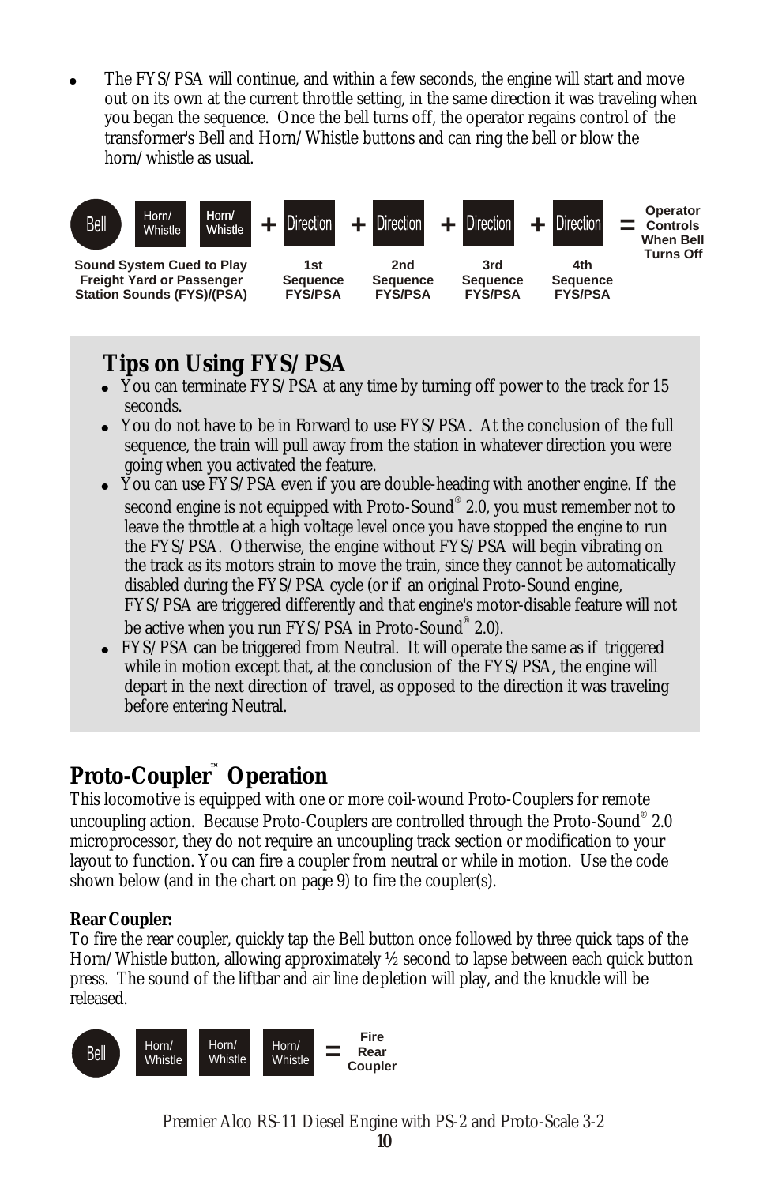- The FYS/PSA will continue, and within a few seconds, the engine will start and move out on its own at the current throttle setting, in the same direction it was traveling when you began the sequence. Once the bell turns off, the operator regains control of the transformer's Bell and Horn/Whistle buttons and can ring the bell or blow the horn/whistle as usual.

Bell | Horn/Whistle | Horn/Whistle + Direction + Direction + Direction + Direction = Operator Controls When Bell Turns Off

Sound System Cued to Play Freight Yard or Passenger Station Sounds (FYS)/(PSA)

1st Sequence FYS/PSA

2nd Sequence FYS/PSA

3rd Sequence FYS/PSA

4th Sequence FYS/PSA

## Tips on Using FYS/PSA

- You can terminate FYS/PSA at any time by turning off power to the track for 15 seconds.
- You do not have to be in Forward to use FYS/PSA. At the conclusion of the full sequence, the train will pull away from the station in whatever direction you were going when you activated the feature.
- You can use FYS/PSA even if you are double-heading with another engine. If the second engine is not equipped with Proto-Sound® 2.0, you must remember not to leave the throttle at a high voltage level once you have stopped the engine to run the FYS/PSA. Otherwise, the engine without FYS/PSA will begin vibrating on the track as its motors strain to move the train, since they cannot be automatically disabled during the FYS/PSA cycle (or if an original Proto-Sound engine, FYS/PSA are triggered differently and that engine's motor-disable feature will not be active when you run FYS/PSA in Proto-Sound® 2.0).
- FYS/PSA can be triggered from Neutral. It will operate the same as if triggered while in motion except that, at the conclusion of the FYS/PSA, the engine will depart in the next direction of travel, as opposed to the direction it was traveling before entering Neutral.

## Proto-Coupler™ Operation

This locomotive is equipped with one or more coil-wound Proto-Couplers for remote uncoupling action. Because Proto-Couplers are controlled through the Proto-Sound® 2.0 microprocessor, they do not require an uncoupling track section or modification to your layout to function. You can fire a coupler from neutral or while in motion. Use the code shown below (and in the chart on page 9) to fire the coupler(s).

**Rear Coupler:**
To fire the rear coupler, quickly tap the Bell button once followed by three quick taps of the Horn/Whistle button, allowing approximately ½ second to lapse between each quick button press. The sound of the liftbar and air line depletion will play, and the knuckle will be released.

Bell | Horn/Whistle | Horn/Whistle | Horn/Whistle = Fire Rear Coupler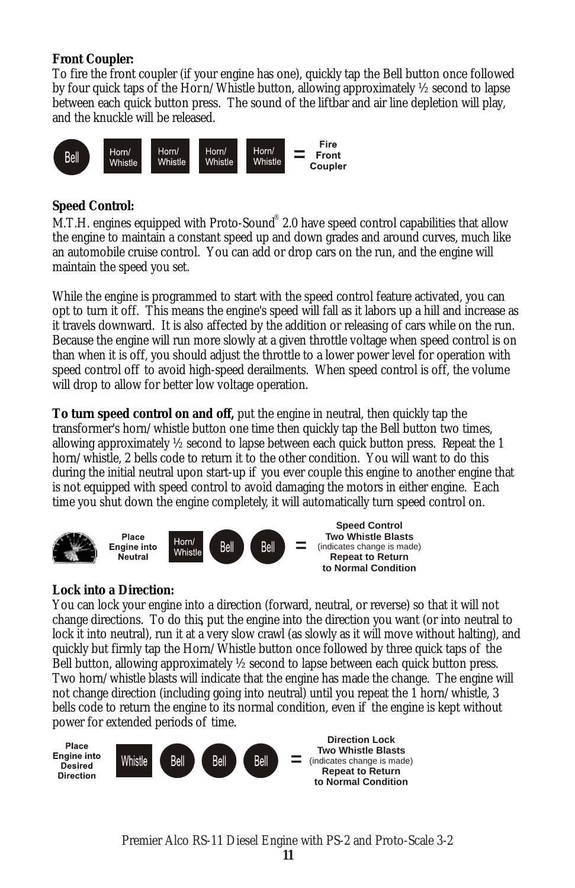**Front Coupler:**
To fire the front coupler (if your engine has one), quickly tap the Bell button once followed by four quick taps of the Horn/Whistle button, allowing approximately ½ second to lapse between each quick button press. The sound of the liftbar and air line depletion will play, and the knuckle will be released.

Bell Horn/Whistle Horn/Whistle Horn/Whistle Horn/Whistle = Fire Front Coupler

**Speed Control:**
M.T.H. engines equipped with Proto-Sound® 2.0 have speed control capabilities that allow the engine to maintain a constant speed up and down grades and around curves, much like an automobile cruise control. You can add or drop cars on the run, and the engine will maintain the speed you set.

While the engine is programmed to start with the speed control feature activated, you can opt to turn it off. This means the engine's speed will fall as it labors up a hill and increase as it travels downward. It is also affected by the addition or releasing of cars while on the run. Because the engine will run more slowly at a given throttle voltage when speed control is on than when it is off, you should adjust the throttle to a lower power level for operation with speed control off to avoid high-speed derailments. When speed control is off, the volume will drop to allow for better low voltage operation.

**To turn speed control on and off,** put the engine in neutral, then quickly tap the transformer's horn/whistle button one time then quickly tap the Bell button two times, allowing approximately ½ second to lapse between each quick button press. Repeat the 1 horn/whistle, 2 bells code to return it to the other condition. You will want to do this during the initial neutral upon start-up if you ever couple this engine to another engine that is not equipped with speed control to avoid damaging the motors in either engine. Each time you shut down the engine completely, it will automatically turn speed control on.

Place Engine into Neutral Horn/Whistle Bell Bell = Speed Control Two Whistle Blasts (indicates change is made) Repeat to Return to Normal Condition

**Lock into a Direction:**
You can lock your engine into a direction (forward, neutral, or reverse) so that it will not change directions. To do this, put the engine into the direction you want (or into neutral to lock it into neutral), run it at a very slow crawl (as slowly as it will move without halting), and quickly but firmly tap the Horn/Whistle button once followed by three quick taps of the Bell button, allowing approximately ½ second to lapse between each quick button press. Two horn/whistle blasts will indicate that the engine has made the change. The engine will not change direction (including going into neutral) until you repeat the 1 horn/whistle, 3 bells code to return the engine to its normal condition, even if the engine is kept without power for extended periods of time.

Place Engine into Desired Direction Whistle Bell Bell Bell = Direction Lock Two Whistle Blasts (indicates change is made) Repeat to Return to Normal Condition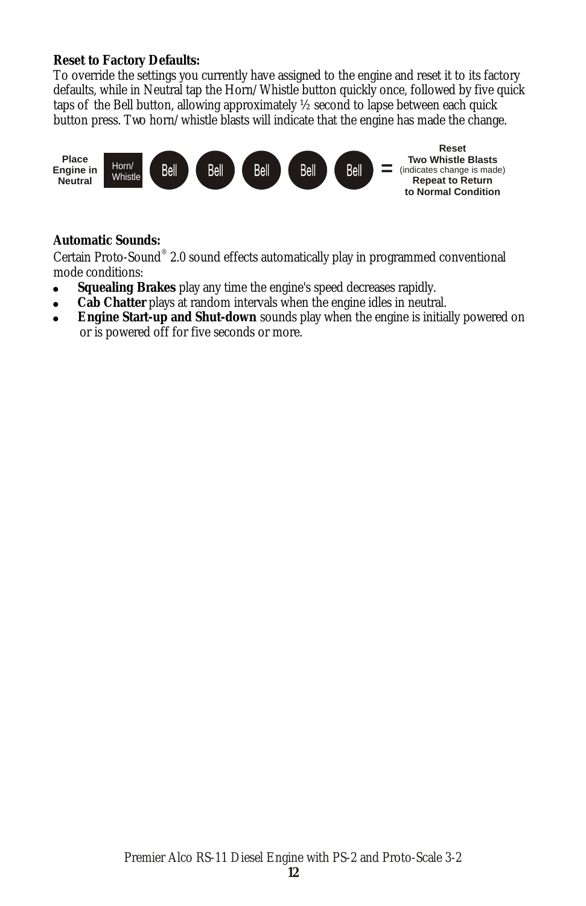**Reset to Factory Defaults:**

To override the settings you currently have assigned to the engine and reset it to its factory defaults, while in Neutral tap the Horn/Whistle button quickly once, followed by five quick taps of the Bell button, allowing approximately ½ second to lapse between each quick button press. Two horn/whistle blasts will indicate that the engine has made the change.

Place Engine in Neutral | Horn/ Whistle | Bell | Bell | Bell | Bell | Bell = **Reset Two Whistle Blasts** (indicates change is made) **Repeat to Return to Normal Condition**

**Automatic Sounds:**

Certain Proto-Sound® 2.0 sound effects automatically play in programmed conventional mode conditions:

- **Squealing Brakes** play any time the engine's speed decreases rapidly.
- **Cab Chatter** plays at random intervals when the engine idles in neutral.
- **Engine Start-up and Shut-down** sounds play when the engine is initially powered on or is powered off for five seconds or more.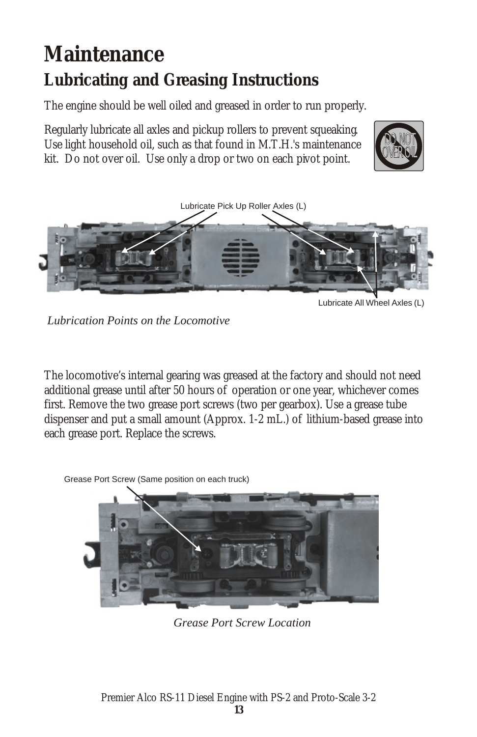# Maintenance

## Lubricating and Greasing Instructions

The engine should be well oiled and greased in order to run properly.

Regularly lubricate all axles and pickup rollers to prevent squeaking. Use light household oil, such as that found in M.T.H.'s maintenance kit. Do not over oil. Use only a drop or two on each pivot point.

DO NOT OVER OIL

Lubricate Pick Up Roller Axles (L)

Lubricate All Wheel Axles (L)

*Lubrication Points on the Locomotive*

The locomotive's internal gearing was greased at the factory and should not need additional grease until after 50 hours of operation or one year, whichever comes first. Remove the two grease port screws (two per gearbox). Use a grease tube dispenser and put a small amount (Approx. 1-2 mL.) of lithium-based grease into each grease port. Replace the screws.

Grease Port Screw (Same position on each truck)

*Grease Port Screw Location*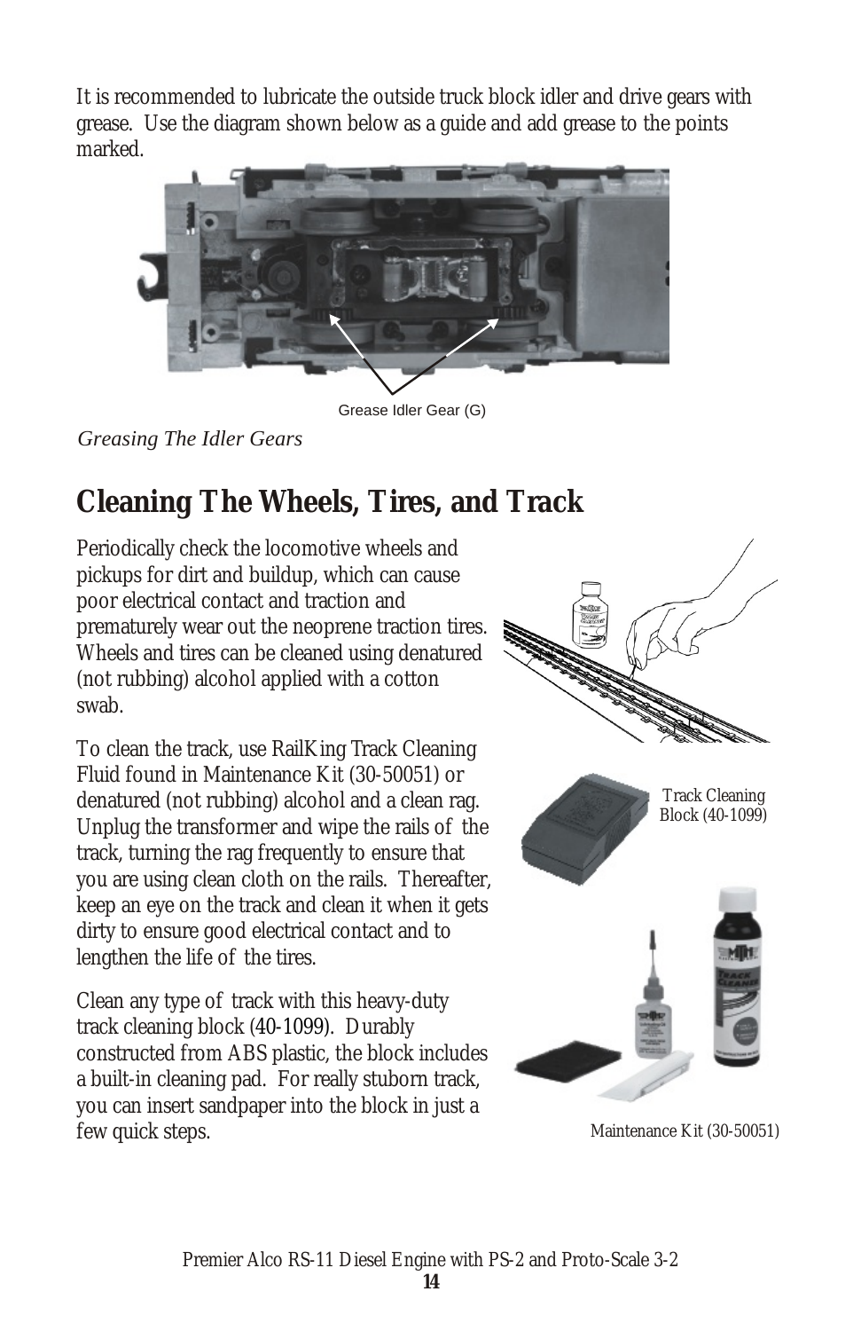It is recommended to lubricate the outside truck block idler and drive gears with grease. Use the diagram shown below as a guide and add grease to the points marked.

Grease Idler Gear (G)

*Greasing The Idler Gears*

## Cleaning The Wheels, Tires, and Track

Periodically check the locomotive wheels and pickups for dirt and buildup, which can cause poor electrical contact and traction and prematurely wear out the neoprene traction tires. Wheels and tires can be cleaned using denatured (not rubbing) alcohol applied with a cotton swab.

To clean the track, use RailKing Track Cleaning Fluid found in Maintenance Kit (30-50051) or denatured (not rubbing) alcohol and a clean rag. Unplug the transformer and wipe the rails of the track, turning the rag frequently to ensure that you are using clean cloth on the rails. Thereafter, keep an eye on the track and clean it when it gets dirty to ensure good electrical contact and to lengthen the life of the tires.

Clean any type of track with this heavy-duty track cleaning block (40-1099). Durably constructed from ABS plastic, the block includes a built-in cleaning pad. For really stuborn track, you can insert sandpaper into the block in just a few quick steps.

Track Cleaning Block (40-1099)

Maintenance Kit (30-50051)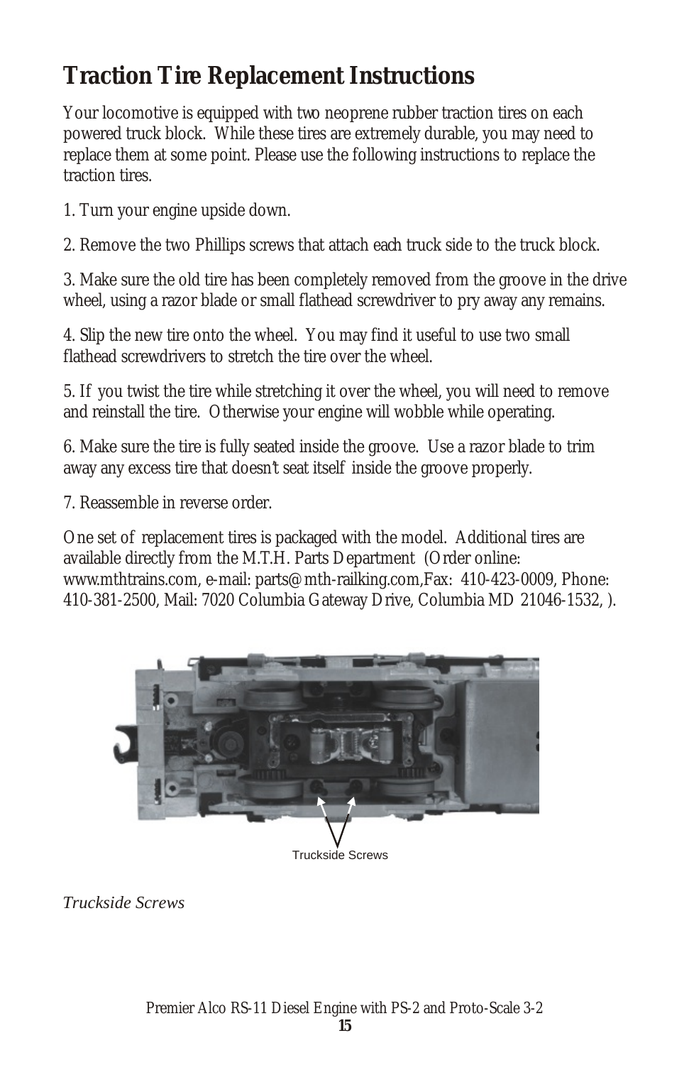# Traction Tire Replacement Instructions

Your locomotive is equipped with two neoprene rubber traction tires on each powered truck block. While these tires are extremely durable, you may need to replace them at some point. Please use the following instructions to replace the traction tires.

1. Turn your engine upside down.

2. Remove the two Phillips screws that attach each truck side to the truck block.

3. Make sure the old tire has been completely removed from the groove in the drive wheel, using a razor blade or small flathead screwdriver to pry away any remains.

4. Slip the new tire onto the wheel. You may find it useful to use two small flathead screwdrivers to stretch the tire over the wheel.

5. If you twist the tire while stretching it over the wheel, you will need to remove and reinstall the tire. Otherwise your engine will wobble while operating.

6. Make sure the tire is fully seated inside the groove. Use a razor blade to trim away any excess tire that doesn't seat itself inside the groove properly.

7. Reassemble in reverse order.

One set of replacement tires is packaged with the model. Additional tires are available directly from the M.T.H. Parts Department (Order online: www.mthtrains.com, e-mail: parts@mth-railking.com,Fax: 410-423-0009, Phone: 410-381-2500, Mail: 7020 Columbia Gateway Drive, Columbia MD 21046-1532, ).

Truckside Screws

*Truckside Screws*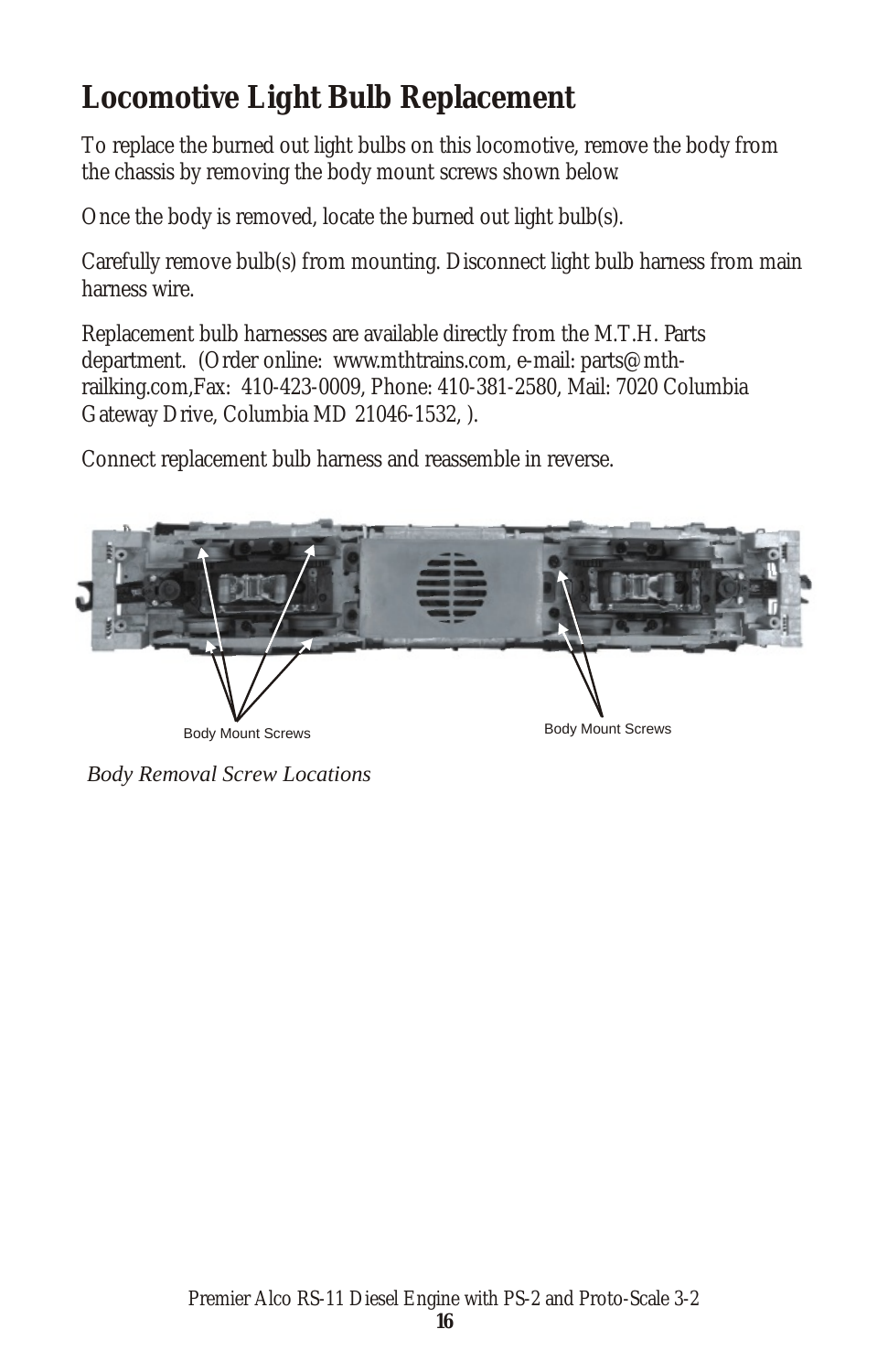# Locomotive Light Bulb Replacement

To replace the burned out light bulbs on this locomotive, remove the body from the chassis by removing the body mount screws shown below.

Once the body is removed, locate the burned out light bulb(s).

Carefully remove bulb(s) from mounting. Disconnect light bulb harness from main harness wire.

Replacement bulb harnesses are available directly from the M.T.H. Parts department. (Order online: www.mthtrains.com, e-mail: parts@mth-railking.com,Fax: 410-423-0009, Phone: 410-381-2580, Mail: 7020 Columbia Gateway Drive, Columbia MD 21046-1532, ).

Connect replacement bulb harness and reassemble in reverse.

Body Mount Screws

Body Mount Screws

*Body Removal Screw Locations*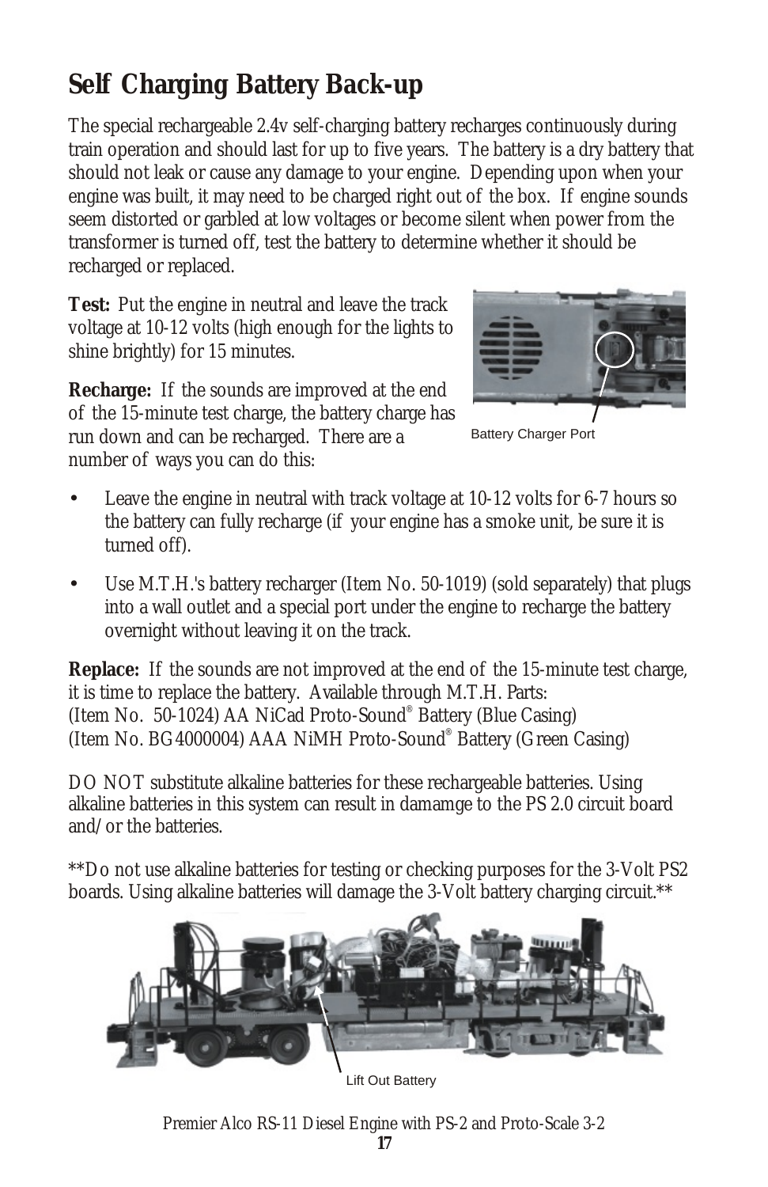# Self Charging Battery Back-up

The special rechargeable 2.4v self-charging battery recharges continuously during train operation and should last for up to five years. The battery is a dry battery that should not leak or cause any damage to your engine. Depending upon when your engine was built, it may need to be charged right out of the box. If engine sounds seem distorted or garbled at low voltages or become silent when power from the transformer is turned off, test the battery to determine whether it should be recharged or replaced.

**Test:** Put the engine in neutral and leave the track voltage at 10-12 volts (high enough for the lights to shine brightly) for 15 minutes.

Battery Charger Port

**Recharge:** If the sounds are improved at the end of the 15-minute test charge, the battery charge has run down and can be recharged. There are a number of ways you can do this:

- Leave the engine in neutral with track voltage at 10-12 volts for 6-7 hours so the battery can fully recharge (if your engine has a smoke unit, be sure it is turned off).
- Use M.T.H.'s battery recharger (Item No. 50-1019) (sold separately) that plugs into a wall outlet and a special port under the engine to recharge the battery overnight without leaving it on the track.

**Replace:** If the sounds are not improved at the end of the 15-minute test charge, it is time to replace the battery. Available through M.T.H. Parts:
(Item No. 50-1024) AA NiCad Proto-Sound® Battery (Blue Casing)
(Item No. BG4000004) AAA NiMH Proto-Sound® Battery (Green Casing)

DO NOT substitute alkaline batteries for these rechargeable batteries. Using alkaline batteries in this system can result in damamge to the PS 2.0 circuit board and/or the batteries.

**Do not use alkaline batteries for testing or checking purposes for the 3-Volt PS2 boards. Using alkaline batteries will damage the 3-Volt battery charging circuit.**

Lift Out Battery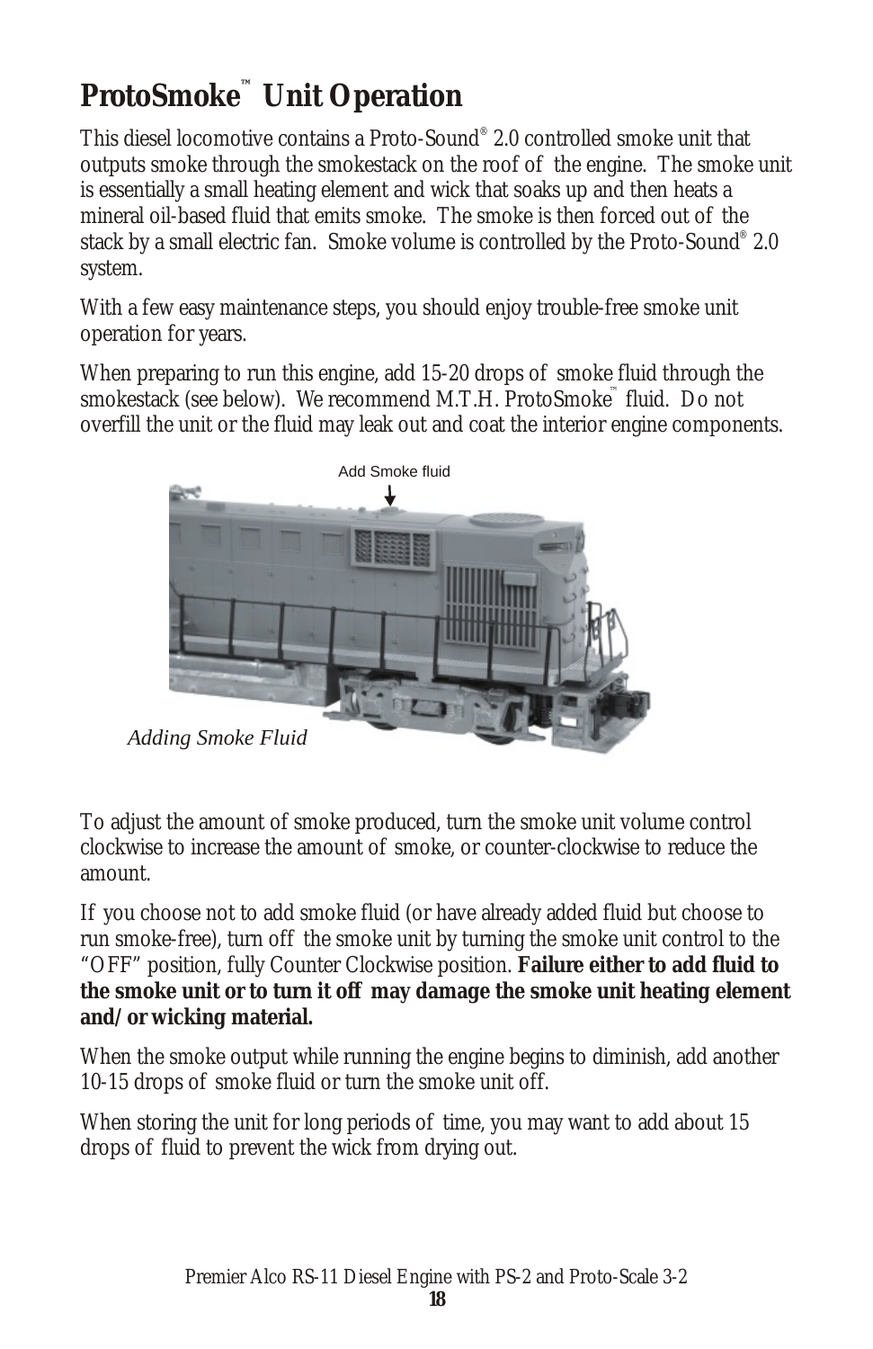# ProtoSmoke™ Unit Operation

This diesel locomotive contains a Proto-Sound® 2.0 controlled smoke unit that outputs smoke through the smokestack on the roof of the engine. The smoke unit is essentially a small heating element and wick that soaks up and then heats a mineral oil-based fluid that emits smoke. The smoke is then forced out of the stack by a small electric fan. Smoke volume is controlled by the Proto-Sound® 2.0 system.

With a few easy maintenance steps, you should enjoy trouble-free smoke unit operation for years.

When preparing to run this engine, add 15-20 drops of smoke fluid through the smokestack (see below). We recommend M.T.H. ProtoSmoke™ fluid. Do not overfill the unit or the fluid may leak out and coat the interior engine components.

Add Smoke fluid

*Adding Smoke Fluid*

To adjust the amount of smoke produced, turn the smoke unit volume control clockwise to increase the amount of smoke, or counter-clockwise to reduce the amount.

If you choose not to add smoke fluid (or have already added fluid but choose to run smoke-free), turn off the smoke unit by turning the smoke unit control to the "OFF" position, fully Counter Clockwise position. **Failure either to add fluid to the smoke unit or to turn it off may damage the smoke unit heating element and/or wicking material.**

When the smoke output while running the engine begins to diminish, add another 10-15 drops of smoke fluid or turn the smoke unit off.

When storing the unit for long periods of time, you may want to add about 15 drops of fluid to prevent the wick from drying out.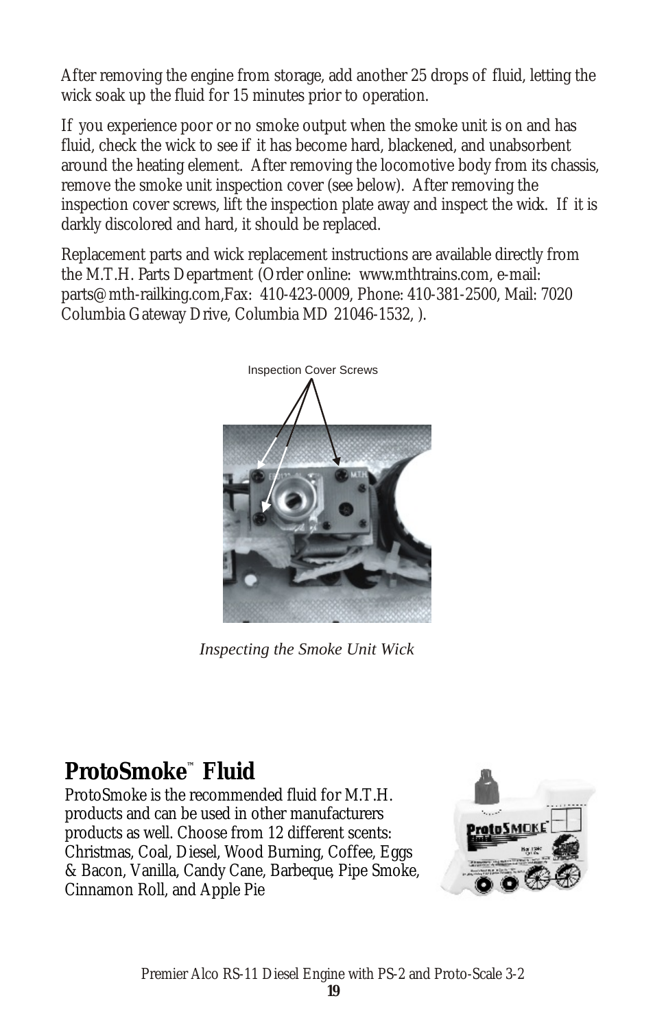After removing the engine from storage, add another 25 drops of fluid, letting the wick soak up the fluid for 15 minutes prior to operation.

If you experience poor or no smoke output when the smoke unit is on and has fluid, check the wick to see if it has become hard, blackened, and unabsorbent around the heating element. After removing the locomotive body from its chassis, remove the smoke unit inspection cover (see below). After removing the inspection cover screws, lift the inspection plate away and inspect the wick. If it is darkly discolored and hard, it should be replaced.

Replacement parts and wick replacement instructions are available directly from the M.T.H. Parts Department (Order online: www.mthtrains.com, e-mail: parts@mth-railking.com,Fax: 410-423-0009, Phone: 410-381-2500, Mail: 7020 Columbia Gateway Drive, Columbia MD 21046-1532, ).

Inspection Cover Screws

*Inspecting the Smoke Unit Wick*

## ProtoSmoke™ Fluid

ProtoSmoke is the recommended fluid for M.T.H. products and can be used in other manufacturers products as well. Choose from 12 different scents: Christmas, Coal, Diesel, Wood Burning, Coffee, Eggs & Bacon, Vanilla, Candy Cane, Barbeque, Pipe Smoke, Cinnamon Roll, and Apple Pie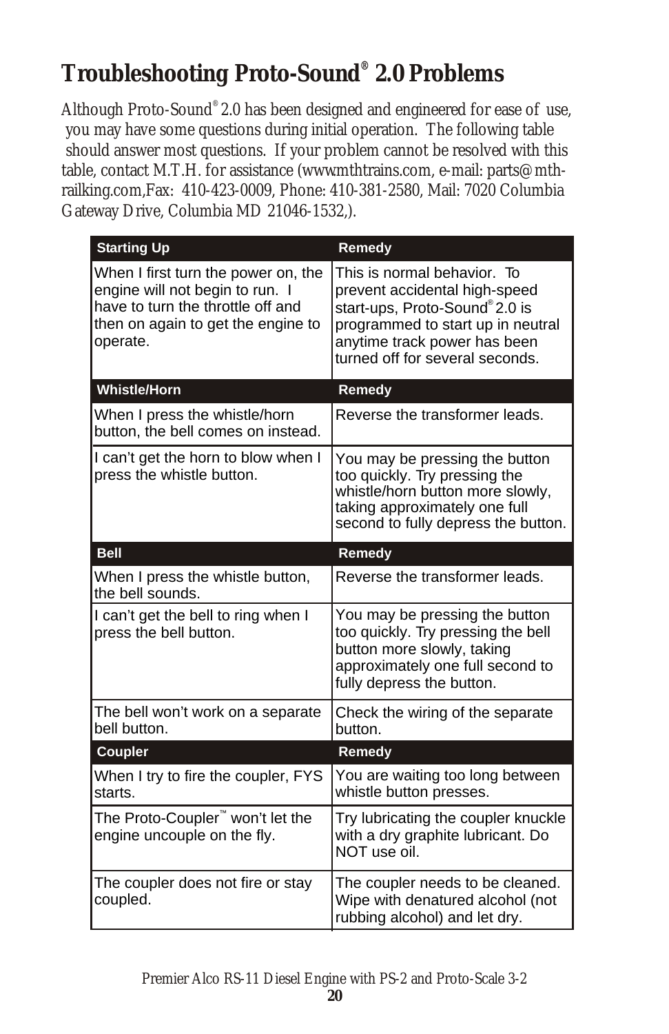# Troubleshooting Proto-Sound® 2.0 Problems

Although Proto-Sound® 2.0 has been designed and engineered for ease of use, you may have some questions during initial operation. The following table should answer most questions. If your problem cannot be resolved with this table, contact M.T.H. for assistance (www.mthtrains.com, e-mail: parts@mth-railking.com,Fax: 410-423-0009, Phone: 410-381-2580, Mail: 7020 Columbia Gateway Drive, Columbia MD 21046-1532,).

| Starting Up | Remedy |
|---|---|
| When I first turn the power on, the engine will not begin to run. I have to turn the throttle off and then on again to get the engine to operate. | This is normal behavior. To prevent accidental high-speed start-ups, Proto-Sound® 2.0 is programmed to start up in neutral anytime track power has been turned off for several seconds. |
| **Whistle/Horn** | **Remedy** |
| When I press the whistle/horn button, the bell comes on instead. | Reverse the transformer leads. |
| I can't get the horn to blow when I press the whistle button. | You may be pressing the button too quickly. Try pressing the whistle/horn button more slowly, taking approximately one full second to fully depress the button. |
| **Bell** | **Remedy** |
| When I press the whistle button, the bell sounds. | Reverse the transformer leads. |
| I can't get the bell to ring when I press the bell button. | You may be pressing the button too quickly. Try pressing the bell button more slowly, taking approximately one full second to fully depress the button. |
| The bell won't work on a separate bell button. | Check the wiring of the separate button. |
| **Coupler** | **Remedy** |
| When I try to fire the coupler, FYS starts. | You are waiting too long between whistle button presses. |
| The Proto-Coupler™ won't let the engine uncouple on the fly. | Try lubricating the coupler knuckle with a dry graphite lubricant. Do NOT use oil. |
| The coupler does not fire or stay coupled. | The coupler needs to be cleaned. Wipe with denatured alcohol (not rubbing alcohol) and let dry. |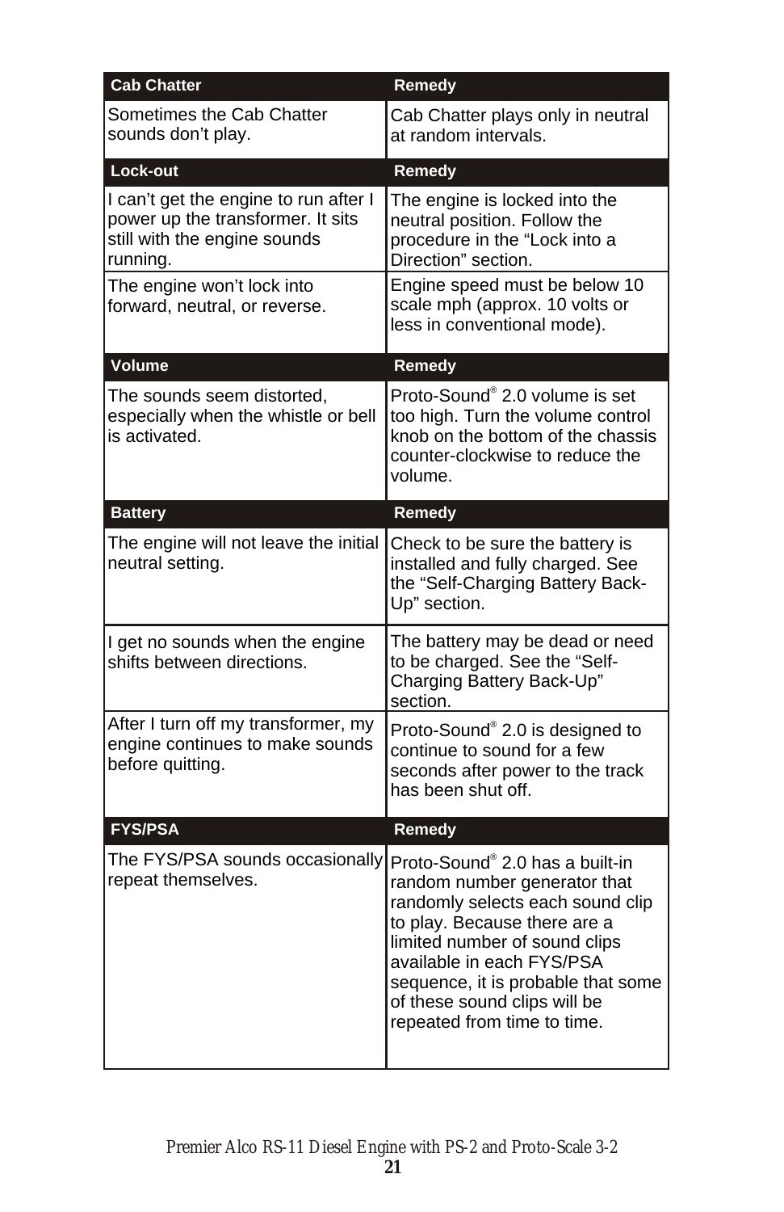| Cab Chatter | Remedy |
|---|---|
| Sometimes the Cab Chatter sounds don't play. | Cab Chatter plays only in neutral at random intervals. |
| **Lock-out** | **Remedy** |
| I can't get the engine to run after I power up the transformer. It sits still with the engine sounds running. | The engine is locked into the neutral position. Follow the procedure in the "Lock into a Direction" section. |
| The engine won't lock into forward, neutral, or reverse. | Engine speed must be below 10 scale mph (approx. 10 volts or less in conventional mode). |
| **Volume** | **Remedy** |
| The sounds seem distorted, especially when the whistle or bell is activated. | Proto-Sound® 2.0 volume is set too high. Turn the volume control knob on the bottom of the chassis counter-clockwise to reduce the volume. |
| **Battery** | **Remedy** |
| The engine will not leave the initial neutral setting. | Check to be sure the battery is installed and fully charged. See the "Self-Charging Battery Back-Up" section. |
| I get no sounds when the engine shifts between directions. | The battery may be dead or need to be charged. See the "Self-Charging Battery Back-Up" section. |
| After I turn off my transformer, my engine continues to make sounds before quitting. | Proto-Sound® 2.0 is designed to continue to sound for a few seconds after power to the track has been shut off. |
| **FYS/PSA** | **Remedy** |
| The FYS/PSA sounds occasionally repeat themselves. | Proto-Sound® 2.0 has a built-in random number generator that randomly selects each sound clip to play. Because there are a limited number of sound clips available in each FYS/PSA sequence, it is probable that some of these sound clips will be repeated from time to time. |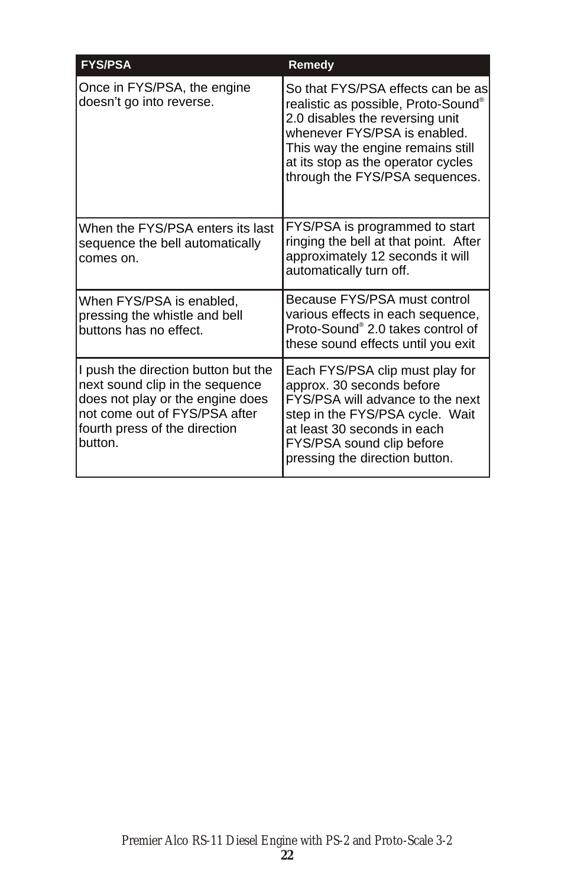| FYS/PSA | Remedy |
| --- | --- |
| Once in FYS/PSA, the engine doesn't go into reverse. | So that FYS/PSA effects can be as realistic as possible, Proto-Sound® 2.0 disables the reversing unit whenever FYS/PSA is enabled. This way the engine remains still at its stop as the operator cycles through the FYS/PSA sequences. |
| When the FYS/PSA enters its last sequence the bell automatically comes on. | FYS/PSA is programmed to start ringing the bell at that point. After approximately 12 seconds it will automatically turn off. |
| When FYS/PSA is enabled, pressing the whistle and bell buttons has no effect. | Because FYS/PSA must control various effects in each sequence, Proto-Sound® 2.0 takes control of these sound effects until you exit |
| I push the direction button but the next sound clip in the sequence does not play or the engine does not come out of FYS/PSA after fourth press of the direction button. | Each FYS/PSA clip must play for approx. 30 seconds before FYS/PSA will advance to the next step in the FYS/PSA cycle. Wait at least 30 seconds in each FYS/PSA sound clip before pressing the direction button. |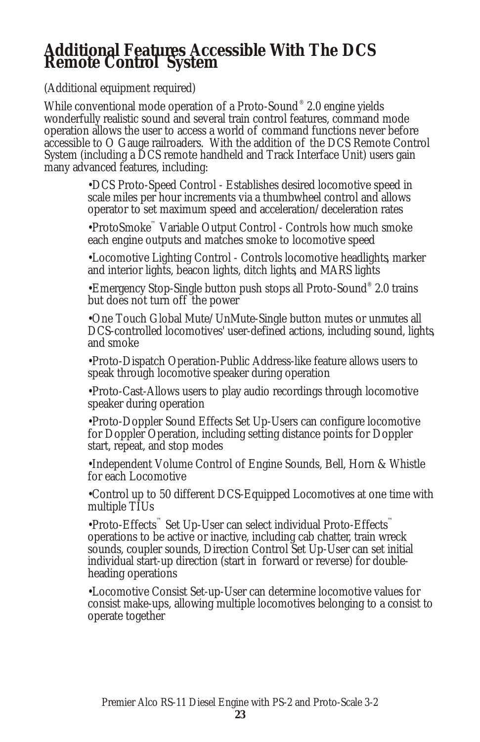# Additional Features Accessible With The DCS Remote Control System

(Additional equipment required)

While conventional mode operation of a Proto-Sound® 2.0 engine yields wonderfully realistic sound and several train control features, command mode operation allows the user to access a world of command functions never before accessible to O Gauge railroaders. With the addition of the DCS Remote Control System (including a DCS remote handheld and Track Interface Unit) users gain many advanced features, including:

- •DCS Proto-Speed Control - Establishes desired locomotive speed in scale miles per hour increments via a thumbwheel control and allows operator to set maximum speed and acceleration/deceleration rates
- •ProtoSmoke™ Variable Output Control - Controls how much smoke each engine outputs and matches smoke to locomotive speed
- •Locomotive Lighting Control - Controls locomotive headlights, marker and interior lights, beacon lights, ditch lights, and MARS lights
- •Emergency Stop-Single button push stops all Proto-Sound® 2.0 trains but does not turn off the power
- •One Touch Global Mute/UnMute-Single button mutes or unmutes all DCS-controlled locomotives' user-defined actions, including sound, lights, and smoke
- •Proto-Dispatch Operation-Public Address-like feature allows users to speak through locomotive speaker during operation
- •Proto-Cast-Allows users to play audio recordings through locomotive speaker during operation
- •Proto-Doppler Sound Effects Set Up-Users can configure locomotive for Doppler Operation, including setting distance points for Doppler start, repeat, and stop modes
- •Independent Volume Control of Engine Sounds, Bell, Horn & Whistle for each Locomotive
- •Control up to 50 different DCS-Equipped Locomotives at one time with multiple TIUs
- •Proto-Effects™ Set Up-User can select individual Proto-Effects™ operations to be active or inactive, including cab chatter, train wreck sounds, coupler sounds, Direction Control Set Up-User can set initial individual start-up direction (start in forward or reverse) for double-heading operations
- •Locomotive Consist Set-up-User can determine locomotive values for consist make-ups, allowing multiple locomotives belonging to a consist to operate together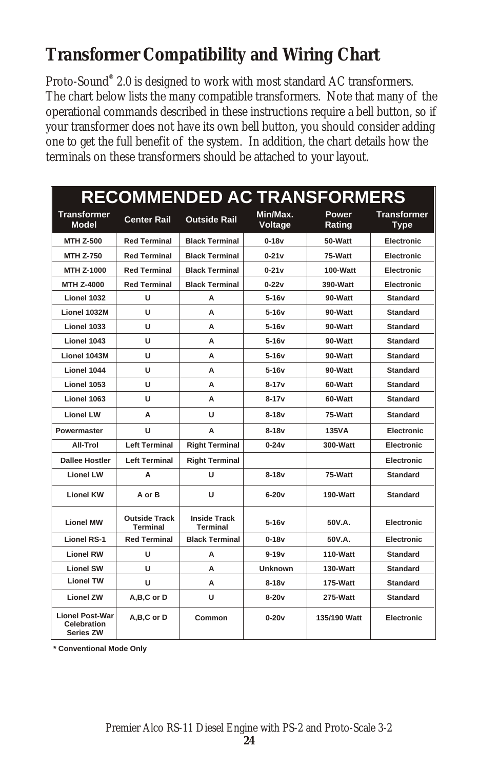# Transformer Compatibility and Wiring Chart

Proto-Sound® 2.0 is designed to work with most standard AC transformers. The chart below lists the many compatible transformers. Note that many of the operational commands described in these instructions require a bell button, so if your transformer does not have its own bell button, you should consider adding one to get the full benefit of the system. In addition, the chart details how the terminals on these transformers should be attached to your layout.

| RECOMMENDED AC TRANSFORMERS | | | | | |
|---|---|---|---|---|---|
| **Transformer Model** | **Center Rail** | **Outside Rail** | **Min/Max. Voltage** | **Power Rating** | **Transformer Type** |
| MTH Z-500 | Red Terminal | Black Terminal | 0-18v | 50-Watt | Electronic |
| MTH Z-750 | Red Terminal | Black Terminal | 0-21v | 75-Watt | Electronic |
| MTH Z-1000 | Red Terminal | Black Terminal | 0-21v | 100-Watt | Electronic |
| MTH Z-4000 | Red Terminal | Black Terminal | 0-22v | 390-Watt | Electronic |
| Lionel 1032 | U | A | 5-16v | 90-Watt | Standard |
| Lionel 1032M | U | A | 5-16v | 90-Watt | Standard |
| Lionel 1033 | U | A | 5-16v | 90-Watt | Standard |
| Lionel 1043 | U | A | 5-16v | 90-Watt | Standard |
| Lionel 1043M | U | A | 5-16v | 90-Watt | Standard |
| Lionel 1044 | U | A | 5-16v | 90-Watt | Standard |
| Lionel 1053 | U | A | 8-17v | 60-Watt | Standard |
| Lionel 1063 | U | A | 8-17v | 60-Watt | Standard |
| Lionel LW | A | U | 8-18v | 75-Watt | Standard |
| Powermaster | U | A | 8-18v | 135VA | Electronic |
| All-Trol | Left Terminal | Right Terminal | 0-24v | 300-Watt | Electronic |
| Dallee Hostler | Left Terminal | Right Terminal | | | Electronic |
| Lionel LW | A | U | 8-18v | 75-Watt | Standard |
| Lionel KW | A or B | U | 6-20v | 190-Watt | Standard |
| Lionel MW | Outside Track Terminal | Inside Track Terminal | 5-16v | 50V.A. | Electronic |
| Lionel RS-1 | Red Terminal | Black Terminal | 0-18v | 50V.A. | Electronic |
| Lionel RW | U | A | 9-19v | 110-Watt | Standard |
| Lionel SW | U | A | Unknown | 130-Watt | Standard |
| Lionel TW | U | A | 8-18v | 175-Watt | Standard |
| Lionel ZW | A,B,C or D | U | 8-20v | 275-Watt | Standard |
| Lionel Post-War Celebration Series ZW | A,B,C or D | Common | 0-20v | 135/190 Watt | Electronic |

**\* Conventional Mode Only**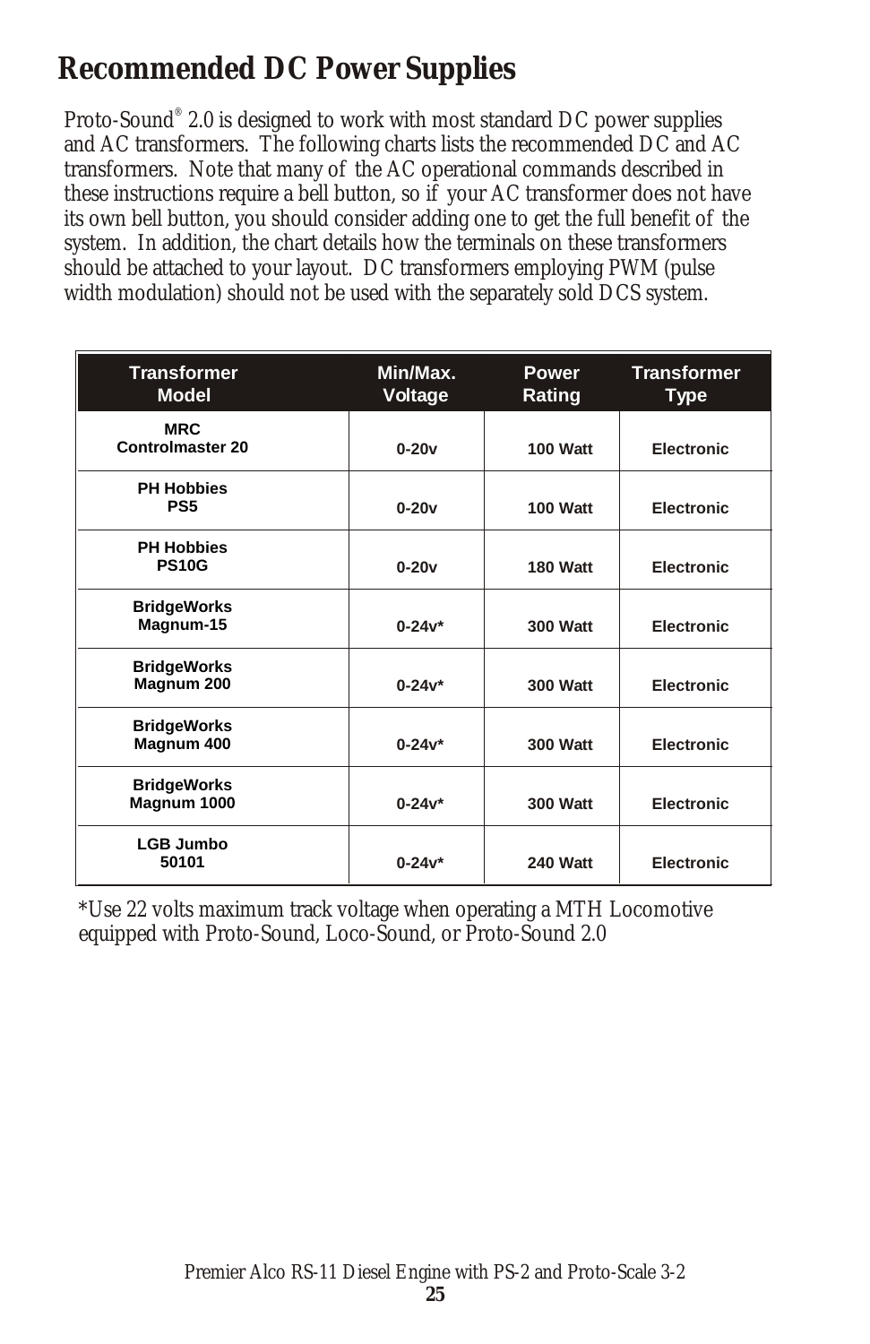# Recommended DC Power Supplies

Proto-Sound® 2.0 is designed to work with most standard DC power supplies and AC transformers. The following charts lists the recommended DC and AC transformers. Note that many of the AC operational commands described in these instructions require a bell button, so if your AC transformer does not have its own bell button, you should consider adding one to get the full benefit of the system. In addition, the chart details how the terminals on these transformers should be attached to your layout. DC transformers employing PWM (pulse width modulation) should not be used with the separately sold DCS system.

| Transformer Model | Min/Max. Voltage | Power Rating | Transformer Type |
|---|---|---|---|
| MRC Controlmaster 20 | 0-20v | 100 Watt | Electronic |
| PH Hobbies PS5 | 0-20v | 100 Watt | Electronic |
| PH Hobbies PS10G | 0-20v | 180 Watt | Electronic |
| BridgeWorks Magnum-15 | 0-24v* | 300 Watt | Electronic |
| BridgeWorks Magnum 200 | 0-24v* | 300 Watt | Electronic |
| BridgeWorks Magnum 400 | 0-24v* | 300 Watt | Electronic |
| BridgeWorks Magnum 1000 | 0-24v* | 300 Watt | Electronic |
| LGB Jumbo 50101 | 0-24v* | 240 Watt | Electronic |

*Use 22 volts maximum track voltage when operating a MTH Locomotive equipped with Proto-Sound, Loco-Sound, or Proto-Sound 2.0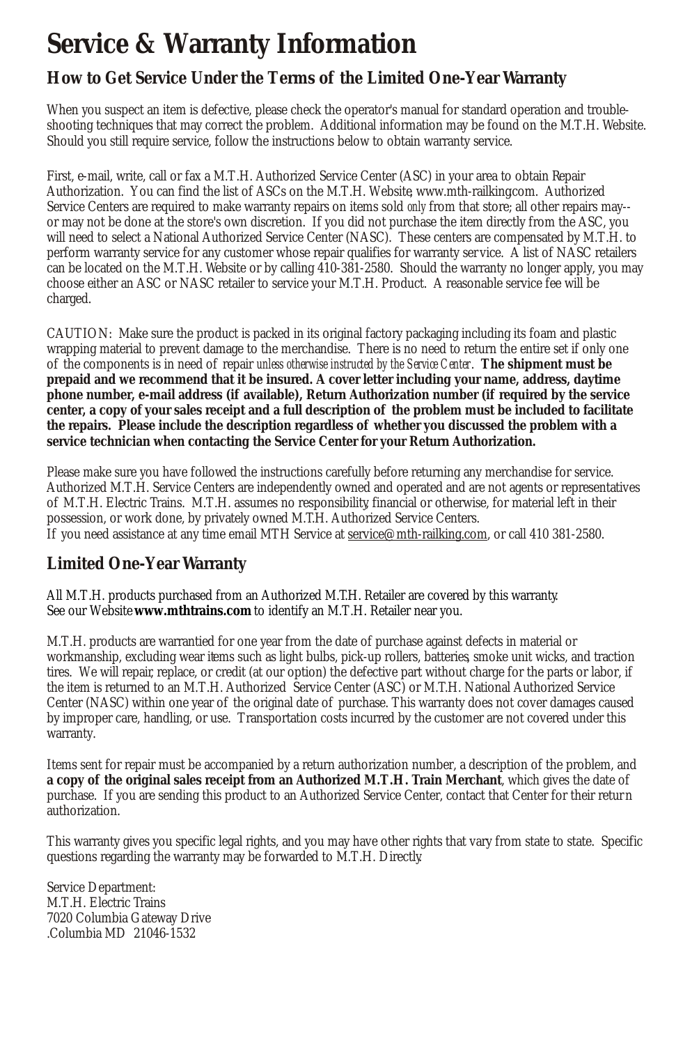# Service & Warranty Information

## How to Get Service Under the Terms of the Limited One-Year Warranty

When you suspect an item is defective, please check the operator's manual for standard operation and trouble-shooting techniques that may correct the problem. Additional information may be found on the M.T.H. Website. Should you still require service, follow the instructions below to obtain warranty service.

First, e-mail, write, call or fax a M.T.H. Authorized Service Center (ASC) in your area to obtain Repair Authorization. You can find the list of ASCs on the M.T.H. Website, www.mth-railking.com. Authorized Service Centers are required to make warranty repairs on items sold *only* from that store; all other repairs may-- or may not be done at the store's own discretion. If you did not purchase the item directly from the ASC, you will need to select a National Authorized Service Center (NASC). These centers are compensated by M.T.H. to perform warranty service for any customer whose repair qualifies for warranty service. A list of NASC retailers can be located on the M.T.H. Website or by calling 410-381-2580. Should the warranty no longer apply, you may choose either an ASC or NASC retailer to service your M.T.H. Product. A reasonable service fee will be charged.

CAUTION: Make sure the product is packed in its original factory packaging including its foam and plastic wrapping material to prevent damage to the merchandise. There is no need to return the entire set if only one of the components is in need of repair *unless otherwise instructed by the Service Center*. **The shipment must be prepaid and we recommend that it be insured. A cover letter including your name, address, daytime phone number, e-mail address (if available), Return Authorization number (if required by the service center, a copy of your sales receipt and a full description of the problem must be included to facilitate the repairs. Please include the description regardless of whether you discussed the problem with a service technician when contacting the Service Center for your Return Authorization.**

Please make sure you have followed the instructions carefully before returning any merchandise for service. Authorized M.T.H. Service Centers are independently owned and operated and are not agents or representatives of M.T.H. Electric Trains. M.T.H. assumes no responsibility, financial or otherwise, for material left in their possession, or work done, by privately owned M.T.H. Authorized Service Centers.
If you need assistance at any time email MTH Service at service@mth-railking.com, or call 410 381-2580.

## Limited One-Year Warranty

All M.T.H. products purchased from an Authorized M.T.H. Retailer are covered by this warranty.
See our Website **www.mthtrains.com** to identify an M.T.H. Retailer near you.

M.T.H. products are warrantied for one year from the date of purchase against defects in material or workmanship, excluding wear items such as light bulbs, pick-up rollers, batteries, smoke unit wicks, and traction tires. We will repair, replace, or credit (at our option) the defective part without charge for the parts or labor, if the item is returned to an M.T.H. Authorized Service Center (ASC) or M.T.H. National Authorized Service Center (NASC) within one year of the original date of purchase. This warranty does not cover damages caused by improper care, handling, or use. Transportation costs incurred by the customer are not covered under this warranty.

Items sent for repair must be accompanied by a return authorization number, a description of the problem, and **a copy of the original sales receipt from an Authorized M.T.H. Train Merchant**, which gives the date of purchase. If you are sending this product to an Authorized Service Center, contact that Center for their return authorization.

This warranty gives you specific legal rights, and you may have other rights that vary from state to state. Specific questions regarding the warranty may be forwarded to M.T.H. Directly.

Service Department:
M.T.H. Electric Trains
7020 Columbia Gateway Drive
.Columbia MD 21046-1532